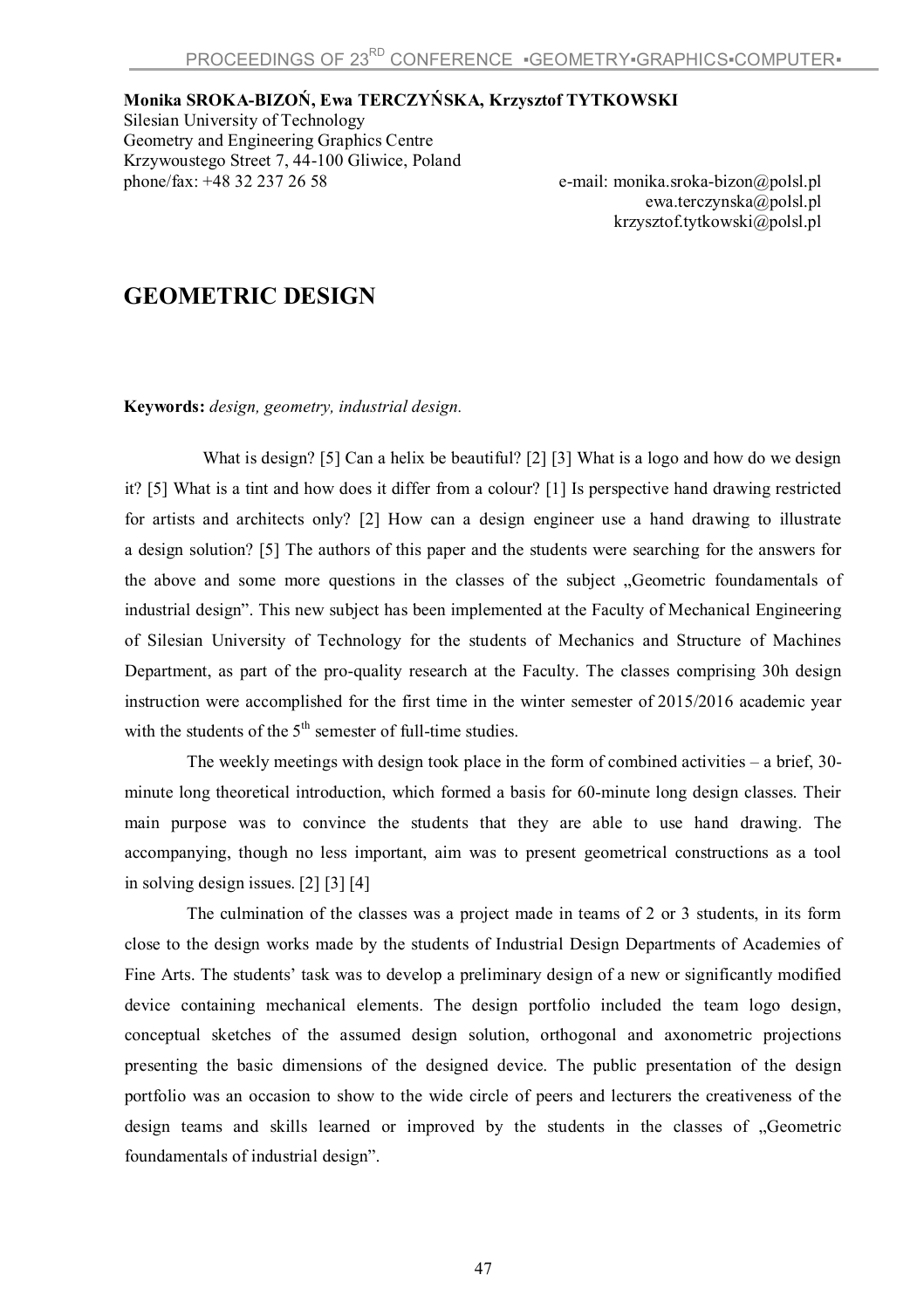**Monika SROKA-BIZOŃ, Ewa TERCZYŃSKA, Krzysztof TYTKOWSKI**
Silesian University of Technology
Geometry and Engineering Graphics Centre
Krzywoustego Street 7, 44-100 Gliwice, Poland
phone/fax: +48 32 237 26 58 e-mail: monika.sroka-bizon@polsl.pl
ewa.terczynska@polsl.pl
krzysztof.tytkowski@polsl.pl

# GEOMETRIC DESIGN

**Keywords:** *design, geometry, industrial design.*

What is design? [5] Can a helix be beautiful? [2] [3] What is a logo and how do we design it? [5] What is a tint and how does it differ from a colour? [1] Is perspective hand drawing restricted for artists and architects only? [2] How can a design engineer use a hand drawing to illustrate a design solution? [5] The authors of this paper and the students were searching for the answers for the above and some more questions in the classes of the subject „Geometric foundamentals of industrial design". This new subject has been implemented at the Faculty of Mechanical Engineering of Silesian University of Technology for the students of Mechanics and Structure of Machines Department, as part of the pro-quality research at the Faculty. The classes comprising 30h design instruction were accomplished for the first time in the winter semester of 2015/2016 academic year with the students of the 5th semester of full-time studies.

The weekly meetings with design took place in the form of combined activities – a brief, 30-minute long theoretical introduction, which formed a basis for 60-minute long design classes. Their main purpose was to convince the students that they are able to use hand drawing. The accompanying, though no less important, aim was to present geometrical constructions as a tool in solving design issues. [2] [3] [4]

The culmination of the classes was a project made in teams of 2 or 3 students, in its form close to the design works made by the students of Industrial Design Departments of Academies of Fine Arts. The students' task was to develop a preliminary design of a new or significantly modified device containing mechanical elements. The design portfolio included the team logo design, conceptual sketches of the assumed design solution, orthogonal and axonometric projections presenting the basic dimensions of the designed device. The public presentation of the design portfolio was an occasion to show to the wide circle of peers and lecturers the creativeness of the design teams and skills learned or improved by the students in the classes of „Geometric foundamentals of industrial design".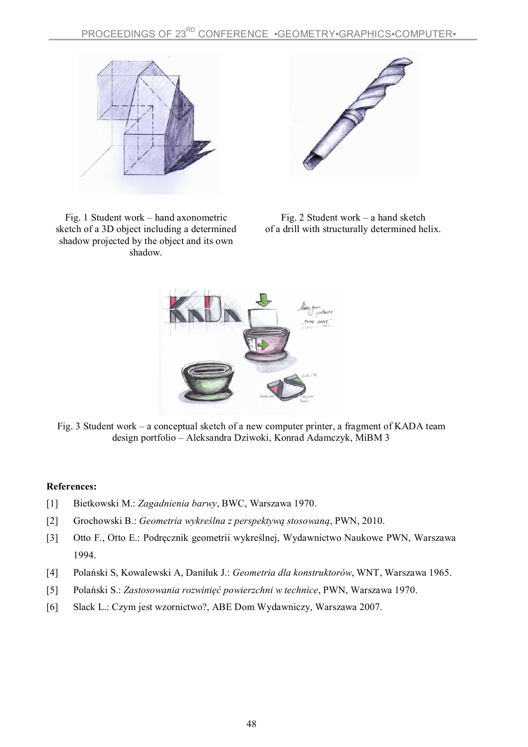Fig. 1 Student work – hand axonometric sketch of a 3D object including a determined shadow projected by the object and its own shadow.

Fig. 2 Student work – a hand sketch of a drill with structurally determined helix.

Fig. 3 Student work – a conceptual sketch of a new computer printer, a fragment of KADA team design portfolio – Aleksandra Dziwoki, Konrad Adamczyk, MiBM 3

**References:**

[1] Bietkowski M.: *Zagadnienia barwy*, BWC, Warszawa 1970.

[2] Grochowski B.: *Geometria wykreślna z perspektywą stosowaną*, PWN, 2010.

[3] Otto F., Otto E.: Podręcznik geometrii wykreślnej, Wydawnictwo Naukowe PWN, Warszawa 1994.

[4] Polański S, Kowalewski A, Daniluk J.: *Geometria dla konstruktorów*, WNT, Warszawa 1965.

[5] Polański S.: *Zastosowania rozwinięć powierzchni w technice*, PWN, Warszawa 1970.

[6] Slack L.: Czym jest wzornictwo?, ABE Dom Wydawniczy, Warszawa 2007.